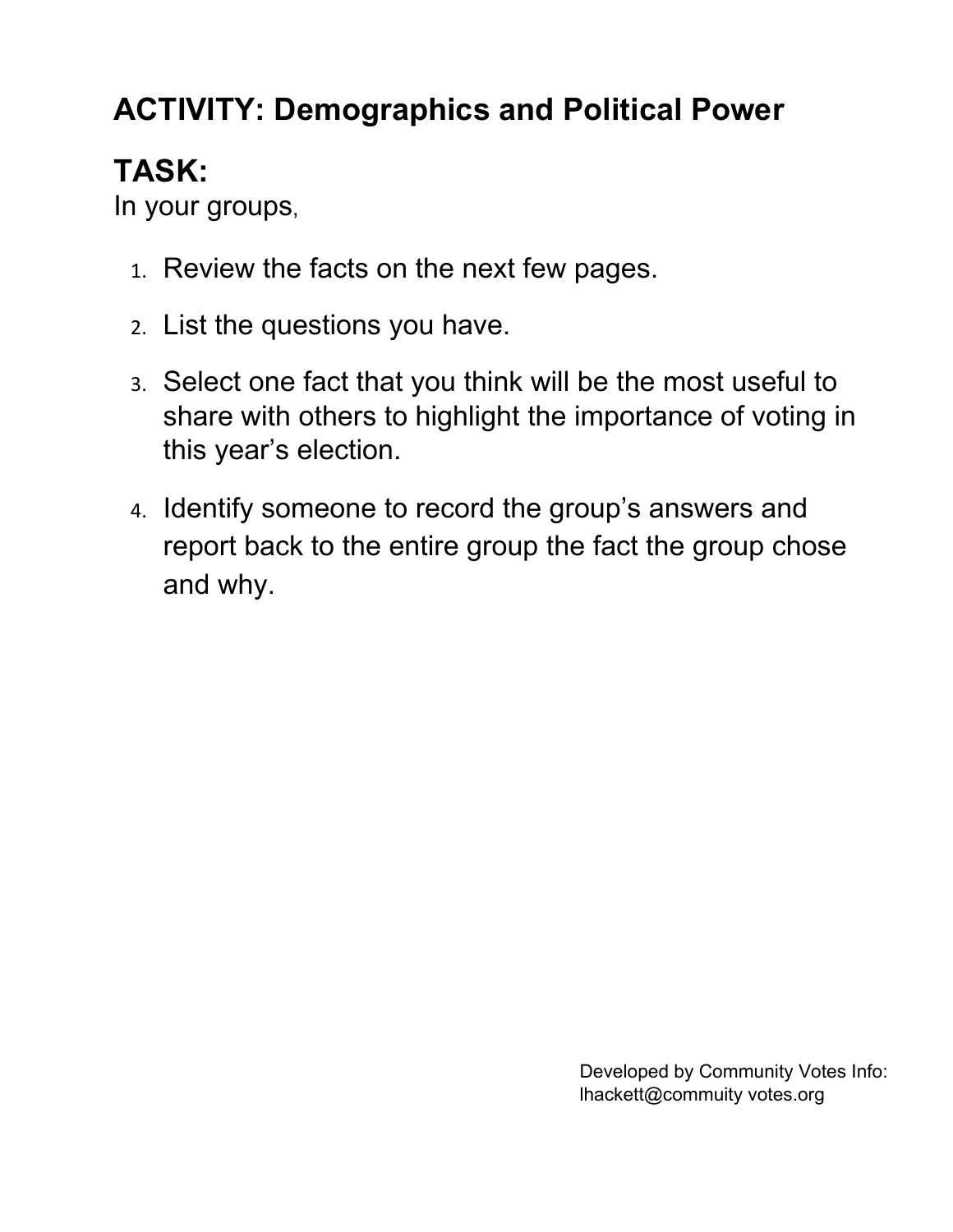# ACTIVITY: Demographics and Political Power

## TASK:

In your groups,

1. Review the facts on the next few pages.
2. List the questions you have.
3. Select one fact that you think will be the most useful to share with others to highlight the importance of voting in this year's election.
4. Identify someone to record the group's answers and report back to the entire group the fact the group chose and why.

Developed by Community Votes Info: lhackett@commuity votes.org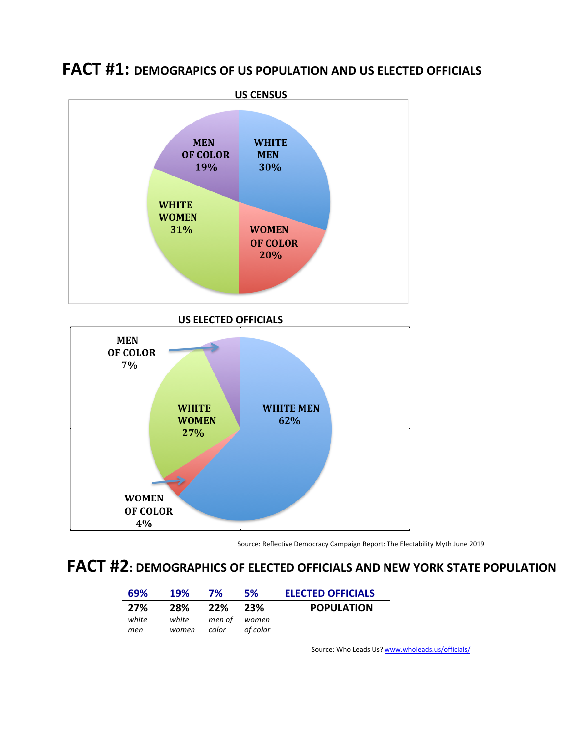# FACT #1: DEMOGRAPICS OF US POPULATION AND US ELECTED OFFICIALS

**US CENSUS**

MEN OF COLOR 19%

WHITE MEN 30%

WHITE WOMEN 31%

WOMEN OF COLOR 20%

**US ELECTED OFFICIALS**

MEN OF COLOR 7%

WHITE WOMEN 27%

WHITE MEN 62%

WOMEN OF COLOR 4%

Source: Reflective Democracy Campaign Report: The Electability Myth June 2019

# FACT #2: DEMOGRAPHICS OF ELECTED OFFICIALS AND NEW YORK STATE POPULATION

| 69% | 19% | 7% | 5% | ELECTED OFFICIALS |
|---|---|---|---|---|
| **27%** | **28%** | **22%** | **23%** | **POPULATION** |
| *white men* | *white women* | *men of color* | *women of color* | |

Source: Who Leads Us? [www.wholeads.us/officials/](www.wholeads.us/officials/)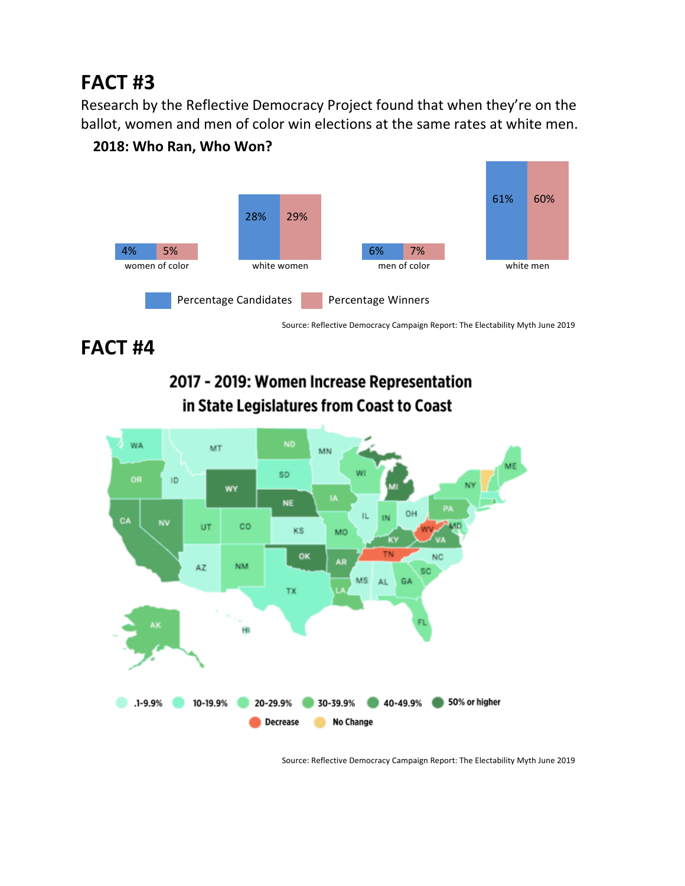# FACT #3

Research by the Reflective Democracy Project found that when they're on the ballot, women and men of color win elections at the same rates at white men.

**2018: Who Ran, Who Won?**

4%
5%
women of color

28%
29%
white women

6%
7%
men of color

61%
60%
white men

Percentage Candidates
Percentage Winners

Source: Reflective Democracy Campaign Report: The Electability Myth June 2019

# FACT #4

**2017 - 2019: Women Increase Representation in State Legislatures from Coast to Coast**

WA, MT, ND, MN, OR, ID, SD, WI, MI, ME, WY, IA, NY, NE, PA, IL, IN, OH, CA, NV, UT, CO, KS, MO, WV, MD, KY, VA, TN, NC, OK, AR, AZ, NM, SC, MS, AL, GA, TX, LA, FL, AK, HI

.1-9.9%
10-19.9%
20-29.9%
30-39.9%
40-49.9%
50% or higher
Decrease
No Change

Source: Reflective Democracy Campaign Report: The Electability Myth June 2019